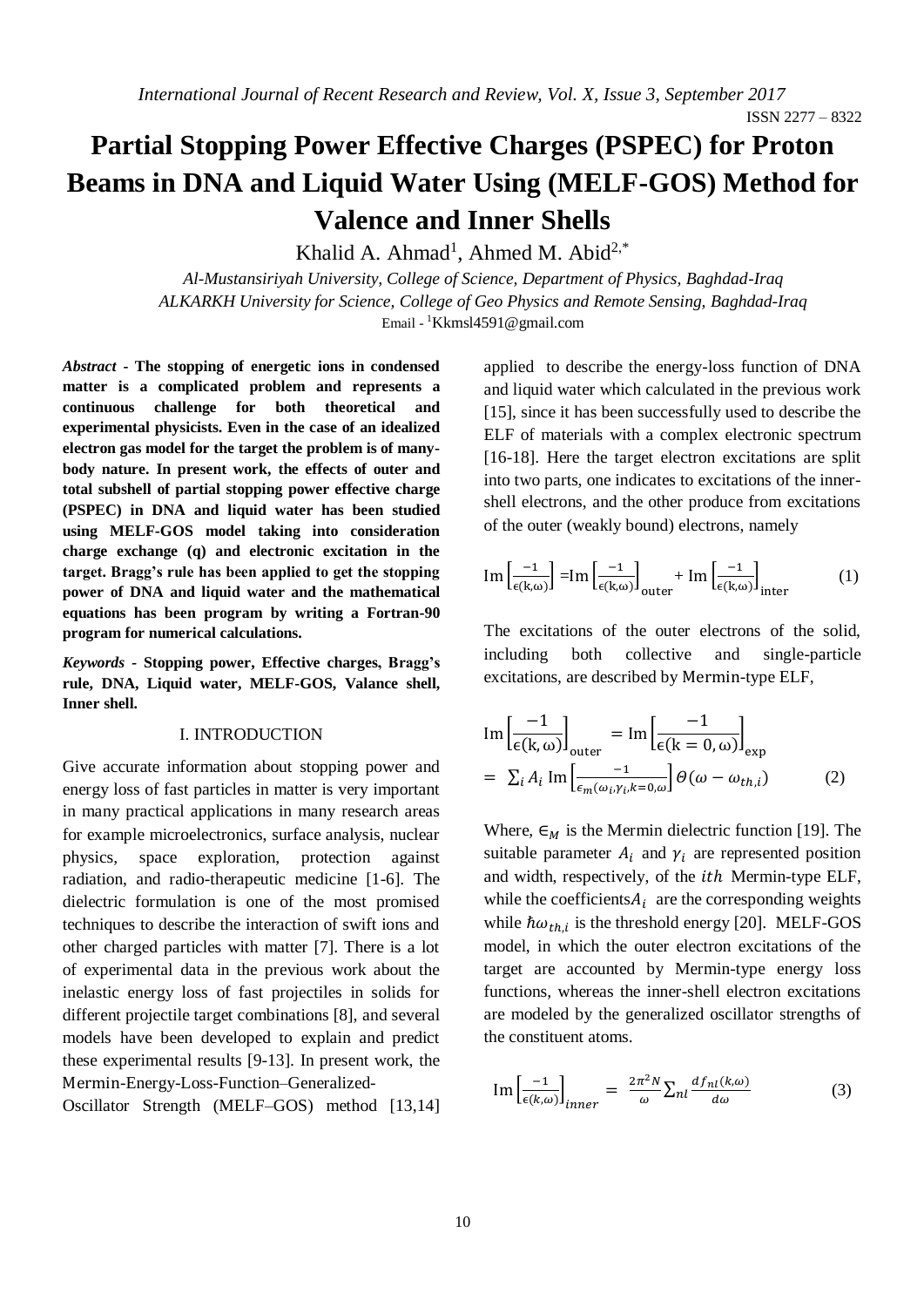# Partial Stopping Power Effective Charges (PSPEC) for Proton Beams in DNA and Liquid Water Using (MELF-GOS) Method for Valence and Inner Shells

Khalid A. Ahmad[1], Ahmed M. Abid[2,*]

*Al-Mustansiriyah University, College of Science, Department of Physics, Baghdad-Iraq*

*ALKARKH University for Science, College of Geo Physics and Remote Sensing, Baghdad-Iraq*

Email - [1]Kkmsl4591@gmail.com

***Abstract*** **- The stopping of energetic ions in condensed matter is a complicated problem and represents a continuous challenge for both theoretical and experimental physicists. Even in the case of an idealized electron gas model for the target the problem is of many-body nature. In present work, the effects of outer and total subshell of partial stopping power effective charge (PSPEC) in DNA and liquid water has been studied using MELF-GOS model taking into consideration charge exchange (q) and electronic excitation in the target. Bragg's rule has been applied to get the stopping power of DNA and liquid water and the mathematical equations has been program by writing a Fortran-90 program for numerical calculations.**

***Keywords*** **- Stopping power, Effective charges, Bragg's rule, DNA, Liquid water, MELF-GOS, Valance shell, Inner shell.**

## I. INTRODUCTION

Give accurate information about stopping power and energy loss of fast particles in matter is very important in many practical applications in many research areas for example microelectronics, surface analysis, nuclear physics, space exploration, protection against radiation, and radio-therapeutic medicine [1-6]. The dielectric formulation is one of the most promised techniques to describe the interaction of swift ions and other charged particles with matter [7]. There is a lot of experimental data in the previous work about the inelastic energy loss of fast projectiles in solids for different projectile target combinations [8], and several models have been developed to explain and predict these experimental results [9-13]. In present work, the Mermin-Energy-Loss-Function–Generalized-Oscillator Strength (MELF–GOS) method [13,14] applied to describe the energy-loss function of DNA and liquid water which calculated in the previous work [15], since it has been successfully used to describe the ELF of materials with a complex electronic spectrum [16-18]. Here the target electron excitations are split into two parts, one indicates to excitations of the inner-shell electrons, and the other produce from excitations of the outer (weakly bound) electrons, namely

$$\mathrm{Im}\left[\frac{-1}{\epsilon(\mathrm{k},\omega)}\right] = \mathrm{Im}\left[\frac{-1}{\epsilon(\mathrm{k},\omega)}\right]_{\mathrm{outer}} + \mathrm{Im}\left[\frac{-1}{\epsilon(\mathrm{k},\omega)}\right]_{\mathrm{inter}} \quad (1)$$

The excitations of the outer electrons of the solid, including both collective and single-particle excitations, are described by Mermin-type ELF,

$$\mathrm{Im}\left[\frac{-1}{\epsilon(\mathrm{k},\omega)}\right]_{\mathrm{outer}} = \mathrm{Im}\left[\frac{-1}{\epsilon(\mathrm{k}=0,\omega)}\right]_{\mathrm{exp}} = \sum_i A_i \,\mathrm{Im}\left[\frac{-1}{\epsilon_m(\omega_i,\gamma_i,k=0,\omega)}\right]\Theta(\omega-\omega_{th,i}) \quad (2)$$

Where, $\in_M$ is the Mermin dielectric function [19]. The suitable parameter $A_i$ and $\gamma_i$ are represented position and width, respectively, of the $ith$ Mermin-type ELF, while the coefficients $A_i$ are the corresponding weights while $\hbar\omega_{th,i}$ is the threshold energy [20]. MELF-GOS model, in which the outer electron excitations of the target are accounted by Mermin-type energy loss functions, whereas the inner-shell electron excitations are modeled by the generalized oscillator strengths of the constituent atoms.

$$\mathrm{Im}\left[\frac{-1}{\epsilon(k,\omega)}\right]_{inner} = \frac{2\pi^2 N}{\omega}\sum_{nl}\frac{df_{nl}(k,\omega)}{d\omega} \quad (3)$$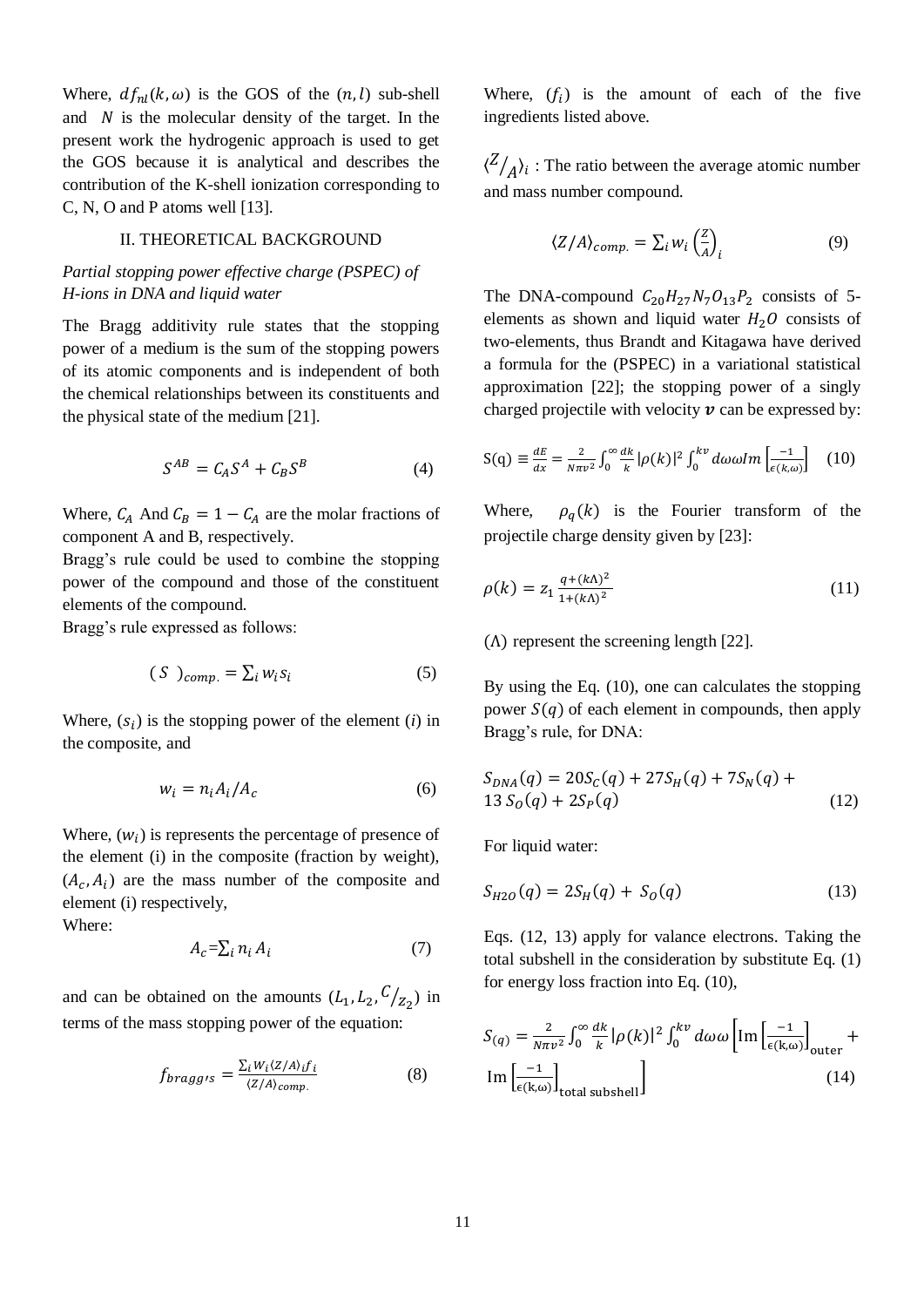Where, $df_{nl}(k,\omega)$ is the GOS of the $(n,l)$ sub-shell and $N$ is the molecular density of the target. In the present work the hydrogenic approach is used to get the GOS because it is analytical and describes the contribution of the K-shell ionization corresponding to C, N, O and P atoms well [13].

## II. THEORETICAL BACKGROUND

*Partial stopping power effective charge (PSPEC) of H-ions in DNA and liquid water*

The Bragg additivity rule states that the stopping power of a medium is the sum of the stopping powers of its atomic components and is independent of both the chemical relationships between its constituents and the physical state of the medium [21].

$$S^{AB} = C_A S^A + C_B S^B \tag{4}$$

Where, $C_A$ And $C_B = 1 - C_A$ are the molar fractions of component A and B, respectively.
Bragg's rule could be used to combine the stopping power of the compound and those of the constituent elements of the compound.
Bragg's rule expressed as follows:

$$(S\ )_{comp.} = \sum_i w_i s_i \tag{5}$$

Where, $(s_i)$ is the stopping power of the element $(i)$ in the composite, and

$$w_i = n_i A_i / A_c \tag{6}$$

Where, $(w_i)$ is represents the percentage of presence of the element (i) in the composite (fraction by weight), $(A_c, A_i)$ are the mass number of the composite and element (i) respectively,
Where:

$$A_c = \sum_i n_i A_i \tag{7}$$

and can be obtained on the amounts $(L_1, L_2, {C}/{Z_2})$ in terms of the mass stopping power of the equation:

$$f_{bragg's} = \frac{\sum_i W_i \langle Z/A \rangle_i f_i}{\langle Z/A \rangle_{comp.}} \tag{8}$$

Where, $(f_i)$ is the amount of each of the five ingredients listed above.

$\langle {Z}/{A} \rangle_i$ : The ratio between the average atomic number and mass number compound.

$$\langle Z/A \rangle_{comp.} = \sum_i w_i \left(\frac{Z}{A}\right)_i \tag{9}$$

The DNA-compound $C_{20}H_{27}N_7O_{13}P_2$ consists of 5-elements as shown and liquid water $H_2O$ consists of two-elements, thus Brandt and Kitagawa have derived a formula for the (PSPEC) in a variational statistical approximation [22]; the stopping power of a singly charged projectile with velocity $\boldsymbol{v}$ can be expressed by:

$$\mathrm{S(q)} \equiv \frac{dE}{dx} = \frac{2}{N\pi v^2} \int_0^\infty \frac{dk}{k} |\rho(k)|^2 \int_0^{kv} d\omega \omega Im \left[\frac{-1}{\epsilon(k,\omega)}\right] \tag{10}$$

Where, $\rho_q(k)$ is the Fourier transform of the projectile charge density given by [23]:

$$\rho(k) = z_1 \frac{q + (k\Lambda)^2}{1 + (k\Lambda)^2} \tag{11}$$

$(\Lambda)$ represent the screening length [22].

By using the Eq. (10), one can calculates the stopping power $S(q)$ of each element in compounds, then apply Bragg's rule, for DNA:

$$S_{DNA}(q) = 20S_C(q) + 27S_H(q) + 7S_N(q) + 13\,S_O(q) + 2S_P(q) \tag{12}$$

For liquid water:

$$S_{H2O}(q) = 2S_H(q) + S_O(q) \tag{13}$$

Eqs. (12, 13) apply for valance electrons. Taking the total subshell in the consideration by substitute Eq. (1) for energy loss fraction into Eq. (10),

$$S_{(q)} = \frac{2}{N\pi v^2} \int_0^\infty \frac{dk}{k} |\rho(k)|^2 \int_0^{kv} d\omega \omega \left[\mathrm{Im}\left[\frac{-1}{\epsilon(\mathrm{k},\omega)}\right]_{\text{outer}} + \mathrm{Im}\left[\frac{-1}{\epsilon(\mathrm{k},\omega)}\right]_{\text{total subshell}}\right] \tag{14}$$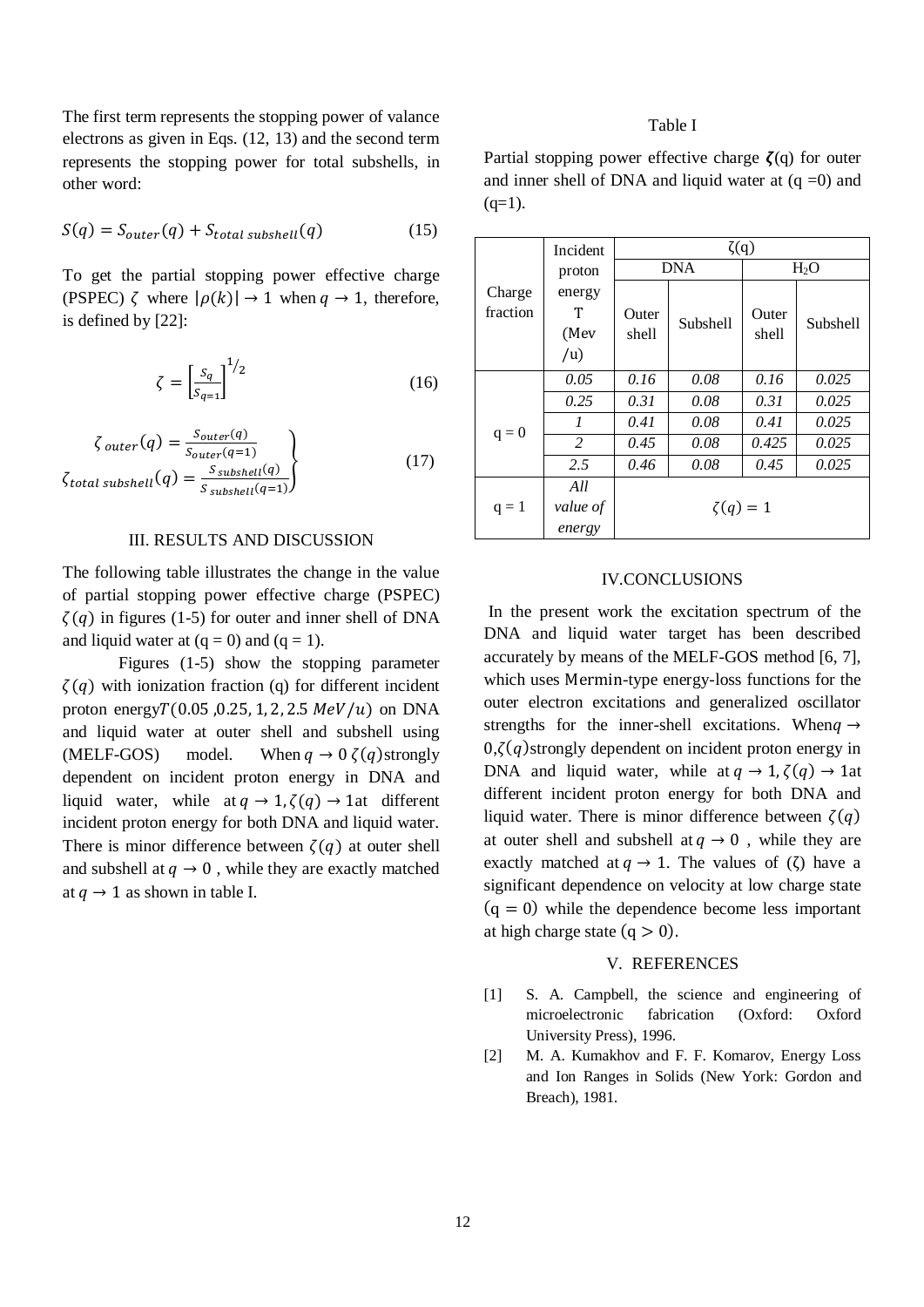The first term represents the stopping power of valance electrons as given in Eqs. (12, 13) and the second term represents the stopping power for total subshells, in other word:

$$S(q) = S_{outer}(q) + S_{total\ subshell}(q) \tag{15}$$

To get the partial stopping power effective charge (PSPEC) $\zeta$ where $|\rho(k)| \to 1$ when $q \to 1$, therefore, is defined by [22]:

$$\zeta = \left[\frac{S_q}{S_{q=1}}\right]^{1/2} \tag{16}$$

$$\left.\begin{aligned} \zeta_{outer}(q) &= \frac{S_{outer}(q)}{S_{outer}(q=1)} \\ \zeta_{total\ subshell}(q) &= \frac{S_{subshell}(q)}{S_{subshell}(q=1)} \end{aligned}\right\} \tag{17}$$

## III. RESULTS AND DISCUSSION

The following table illustrates the change in the value of partial stopping power effective charge (PSPEC) $\zeta(q)$ in figures (1-5) for outer and inner shell of DNA and liquid water at (q = 0) and (q = 1).

Figures (1-5) show the stopping parameter $\zeta(q)$ with ionization fraction (q) for different incident proton energy$T(0.05, 0.25, 1, 2, 2.5\ MeV/u)$ on DNA and liquid water at outer shell and subshell using (MELF-GOS) model. When $q \to 0$ $\zeta(q)$strongly dependent on incident proton energy in DNA and liquid water, while at $q \to 1, \zeta(q) \to 1$at different incident proton energy for both DNA and liquid water. There is minor difference between $\zeta(q)$ at outer shell and subshell at $q \to 0$ , while they are exactly matched at $q \to 1$ as shown in table I.

Table I

Partial stopping power effective charge $\boldsymbol{\zeta}$(q) for outer and inner shell of DNA and liquid water at (q =0) and (q=1).

| Charge fraction | Incident proton energy T (Mev /u) | ζ(q) | | | |
|---|---|---|---|---|---|
| | | DNA | | $H_2O$ | |
| | | Outer shell | Subshell | Outer shell | Subshell |
| q = 0 | *0.05* | *0.16* | *0.08* | *0.16* | *0.025* |
| | *0.25* | *0.31* | *0.08* | *0.31* | *0.025* |
| | *1* | *0.41* | *0.08* | *0.41* | *0.025* |
| | *2* | *0.45* | *0.08* | *0.425* | *0.025* |
| | *2.5* | *0.46* | *0.08* | *0.45* | *0.025* |
| q = 1 | *All value of energy* | $\zeta(q) = 1$ | | | |

## IV.CONCLUSIONS

In the present work the excitation spectrum of the DNA and liquid water target has been described accurately by means of the MELF-GOS method [6, 7], which uses Mermin-type energy-loss functions for the outer electron excitations and generalized oscillator strengths for the inner-shell excitations. When$q \to 0$,$\zeta(q)$strongly dependent on incident proton energy in DNA and liquid water, while at $q \to 1, \zeta(q) \to 1$at different incident proton energy for both DNA and liquid water. There is minor difference between $\zeta(q)$ at outer shell and subshell at $q \to 0$ , while they are exactly matched at $q \to 1$. The values of (ζ) have a significant dependence on velocity at low charge state $(q = 0)$ while the dependence become less important at high charge state $(q > 0)$.

## V. REFERENCES

[1] S. A. Campbell, the science and engineering of microelectronic fabrication (Oxford: Oxford University Press), 1996.

[2] M. A. Kumakhov and F. F. Komarov, Energy Loss and Ion Ranges in Solids (New York: Gordon and Breach), 1981.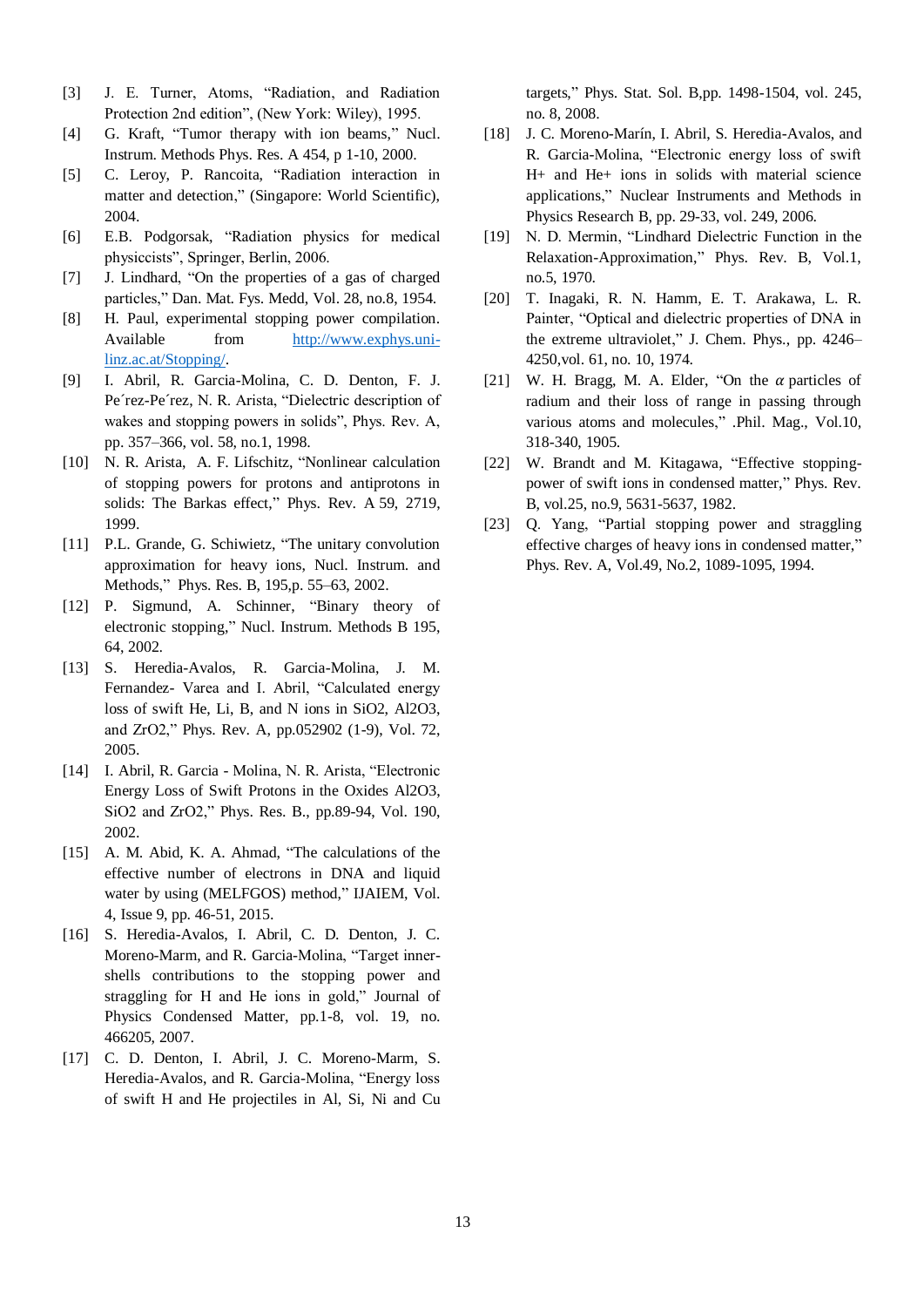[3] J. E. Turner, Atoms, "Radiation, and Radiation Protection 2nd edition", (New York: Wiley), 1995.

[4] G. Kraft, "Tumor therapy with ion beams," Nucl. Instrum. Methods Phys. Res. A 454, p 1-10, 2000.

[5] C. Leroy, P. Rancoita, "Radiation interaction in matter and detection," (Singapore: World Scientific), 2004.

[6] E.B. Podgorsak, "Radiation physics for medical physiccists", Springer, Berlin, 2006.

[7] J. Lindhard, "On the properties of a gas of charged particles," Dan. Mat. Fys. Medd, Vol. 28, no.8, 1954.

[8] H. Paul, experimental stopping power compilation. Available from http://www.exphys.uni-linz.ac.at/Stopping/.

[9] I. Abril, R. Garcia-Molina, C. D. Denton, F. J. Pe´rez-Pe´rez, N. R. Arista, "Dielectric description of wakes and stopping powers in solids", Phys. Rev. A, pp. 357–366, vol. 58, no.1, 1998.

[10] N. R. Arista, A. F. Lifschitz, "Nonlinear calculation of stopping powers for protons and antiprotons in solids: The Barkas effect," Phys. Rev. A 59, 2719, 1999.

[11] P.L. Grande, G. Schiwietz, "The unitary convolution approximation for heavy ions, Nucl. Instrum. and Methods," Phys. Res. B, 195,p. 55–63, 2002.

[12] P. Sigmund, A. Schinner, "Binary theory of electronic stopping," Nucl. Instrum. Methods B 195, 64, 2002.

[13] S. Heredia-Avalos, R. Garcia-Molina, J. M. Fernandez- Varea and I. Abril, "Calculated energy loss of swift He, Li, B, and N ions in SiO2, Al2O3, and ZrO2," Phys. Rev. A, pp.052902 (1-9), Vol. 72, 2005.

[14] I. Abril, R. Garcia - Molina, N. R. Arista, "Electronic Energy Loss of Swift Protons in the Oxides Al2O3, SiO2 and ZrO2," Phys. Res. B., pp.89-94, Vol. 190, 2002.

[15] A. M. Abid, K. A. Ahmad, "The calculations of the effective number of electrons in DNA and liquid water by using (MELFGOS) method," IJAIEM, Vol. 4, Issue 9, pp. 46-51, 2015.

[16] S. Heredia-Avalos, I. Abril, C. D. Denton, J. C. Moreno-Marm, and R. Garcia-Molina, "Target inner-shells contributions to the stopping power and straggling for H and He ions in gold," Journal of Physics Condensed Matter, pp.1-8, vol. 19, no. 466205, 2007.

[17] C. D. Denton, I. Abril, J. C. Moreno-Marm, S. Heredia-Avalos, and R. Garcia-Molina, "Energy loss of swift H and He projectiles in Al, Si, Ni and Cu targets," Phys. Stat. Sol. B,pp. 1498-1504, vol. 245, no. 8, 2008.

[18] J. C. Moreno-Marín, I. Abril, S. Heredia-Avalos, and R. Garcia-Molina, "Electronic energy loss of swift H+ and He+ ions in solids with material science applications," Nuclear Instruments and Methods in Physics Research B, pp. 29-33, vol. 249, 2006.

[19] N. D. Mermin, "Lindhard Dielectric Function in the Relaxation-Approximation," Phys. Rev. B, Vol.1, no.5, 1970.

[20] T. Inagaki, R. N. Hamm, E. T. Arakawa, L. R. Painter, "Optical and dielectric properties of DNA in the extreme ultraviolet," J. Chem. Phys., pp. 4246–4250,vol. 61, no. 10, 1974.

[21] W. H. Bragg, M. A. Elder, "On the $\alpha$ particles of radium and their loss of range in passing through various atoms and molecules," .Phil. Mag., Vol.10, 318-340, 1905.

[22] W. Brandt and M. Kitagawa, "Effective stopping-power of swift ions in condensed matter," Phys. Rev. B, vol.25, no.9, 5631-5637, 1982.

[23] Q. Yang, "Partial stopping power and straggling effective charges of heavy ions in condensed matter," Phys. Rev. A, Vol.49, No.2, 1089-1095, 1994.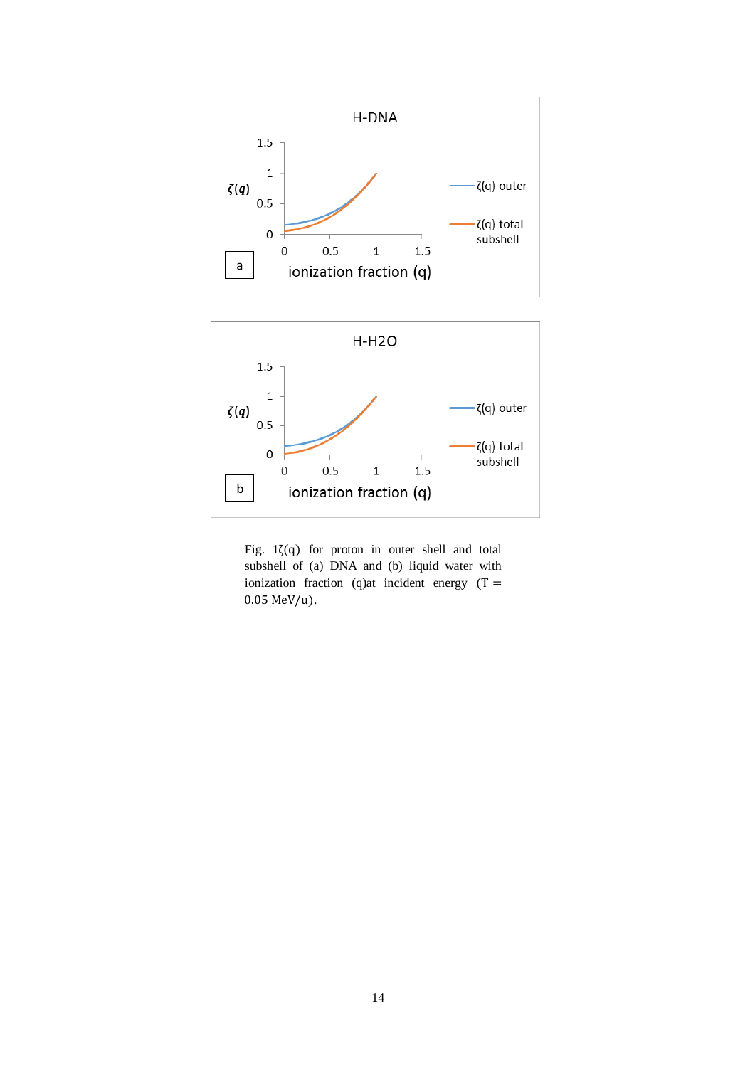Fig. 1 $\zeta(q)$ for proton in outer shell and total subshell of (a) DNA and (b) liquid water with ionization fraction $(q)$ at incident energy ($T = 0.05$ MeV/u).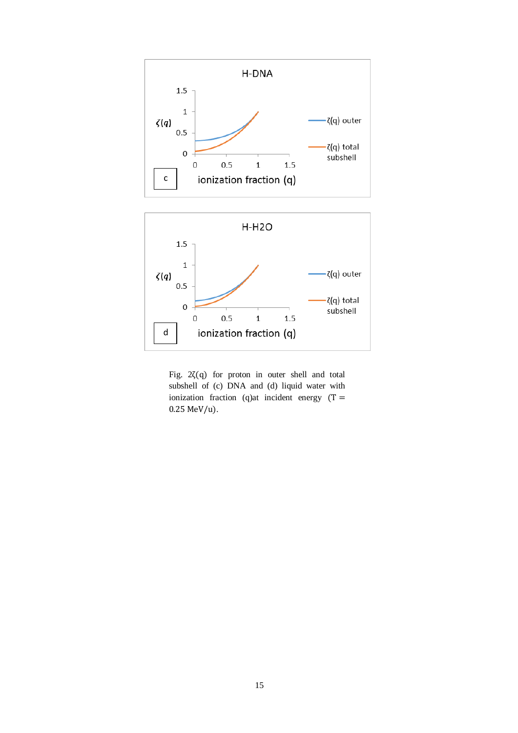Fig. 2 $\zeta(q)$ for proton in outer shell and total subshell of (c) DNA and (d) liquid water with ionization fraction $(q)$ at incident energy $(T = 0.25\ \mathrm{MeV/u})$.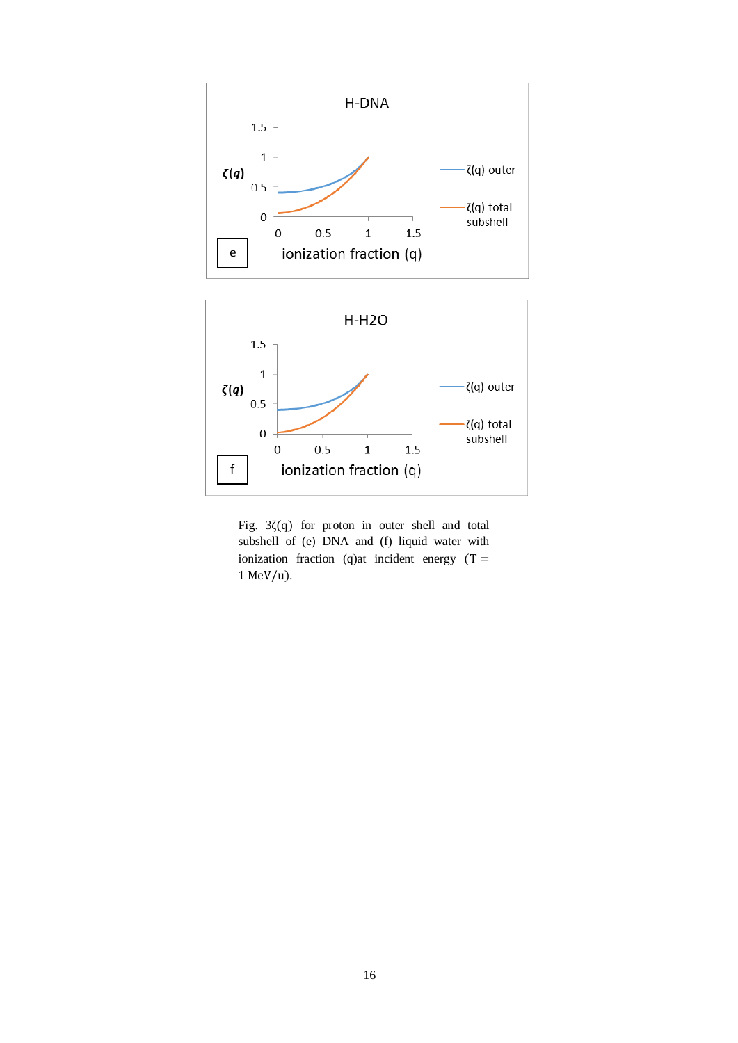Fig. 3ζ(q) for proton in outer shell and total subshell of (e) DNA and (f) liquid water with ionization fraction (q)at incident energy (T = 1 MeV/u).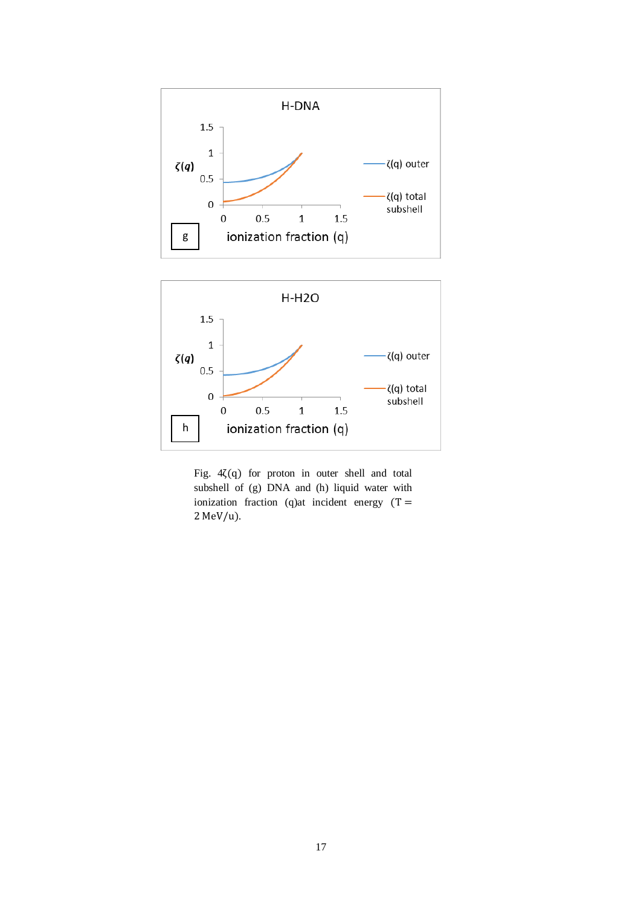H-DNA

$\zeta(q)$

ionization fraction (q)

ζ(q) outer

ζ(q) total subshell

g

H-H2O

$\zeta(q)$

ionization fraction (q)

ζ(q) outer

ζ(q) total subshell

h

Fig. 4ζ(q) for proton in outer shell and total subshell of (g) DNA and (h) liquid water with ionization fraction (q)at incident energy (T = 2 MeV/u).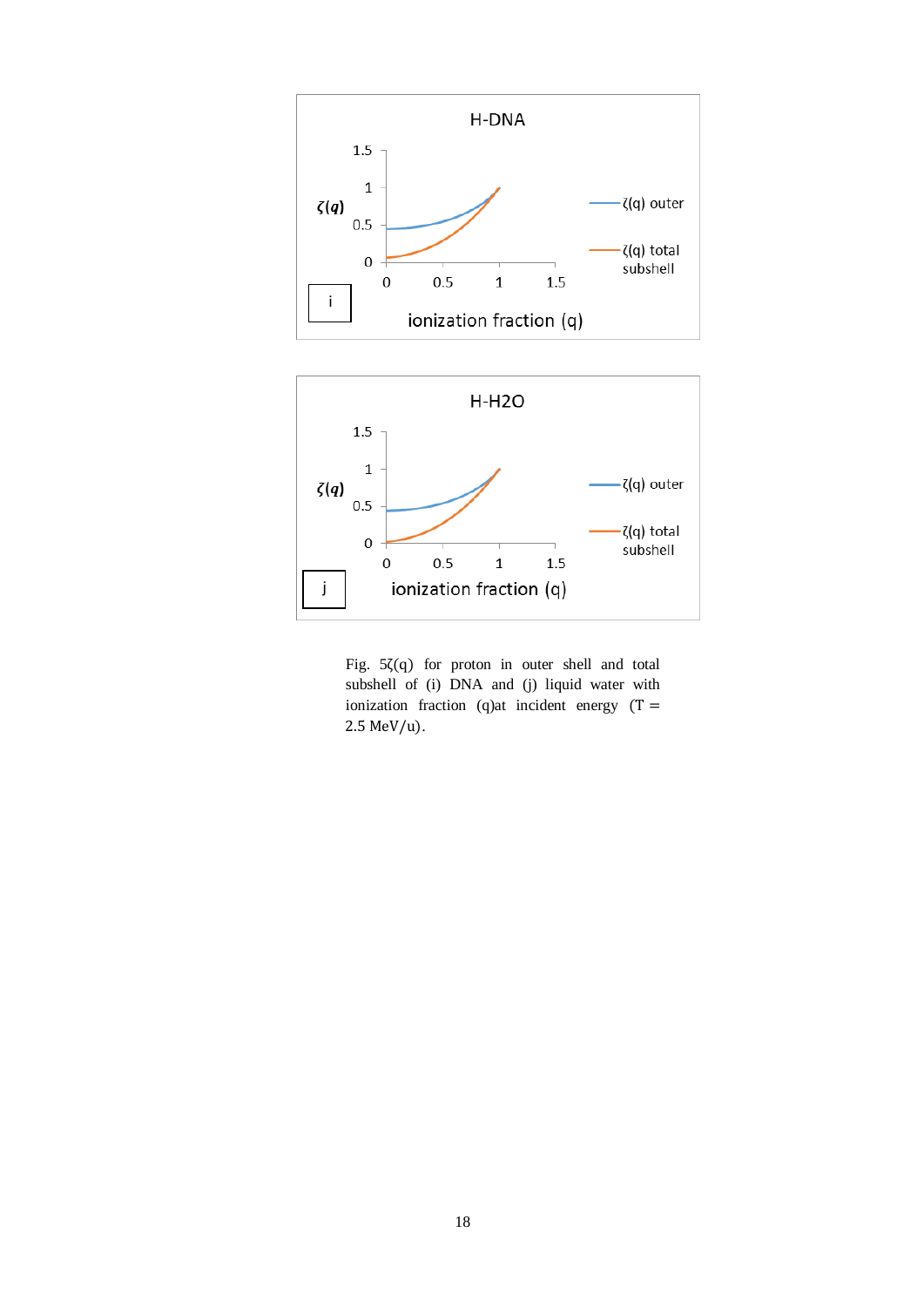H-DNA

1.5

1

$\zeta(q)$

0.5

0

0 0.5 1 1.5

ionization fraction (q)

ζ(q) outer

ζ(q) total subshell

i

H-H2O

1.5

1

$\zeta(q)$

0.5

0

0 0.5 1 1.5

ionization fraction (q)

ζ(q) outer

ζ(q) total subshell

j

Fig. 5ζ(q) for proton in outer shell and total subshell of (i) DNA and (j) liquid water with ionization fraction (q)at incident energy (T = 2.5 MeV/u).